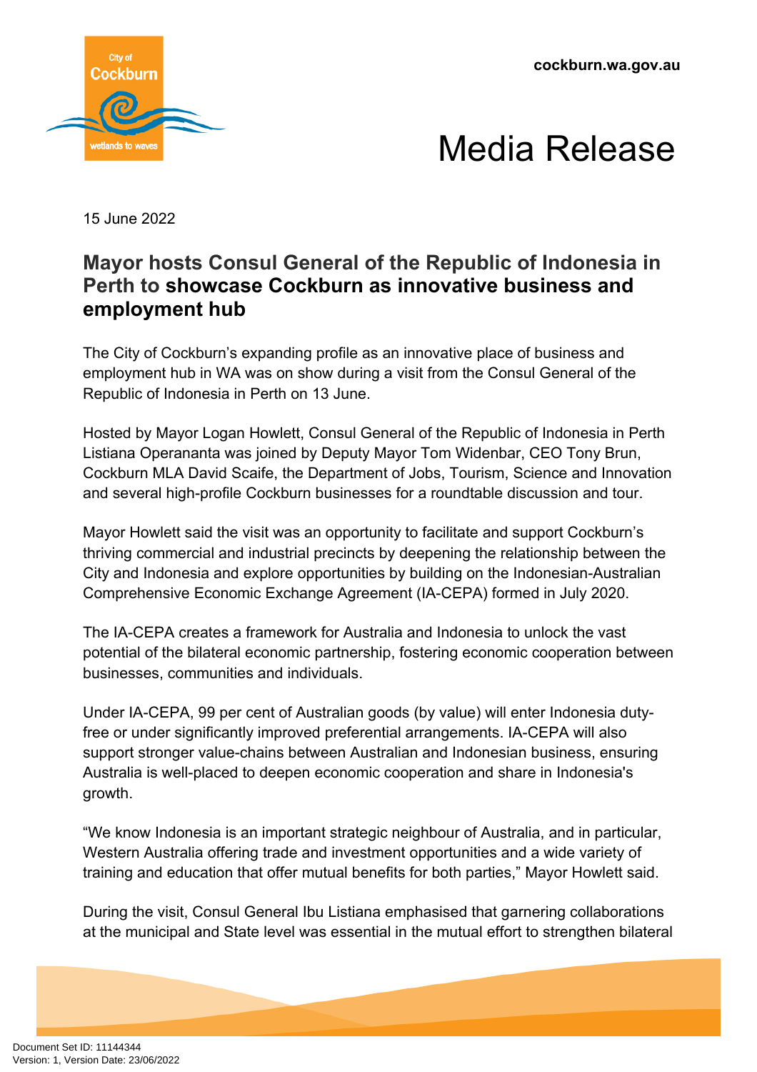# Media Release

15 June 2022

## Mayor hosts Consul General of the Republic of Indonesia in Perth to showcase Cockburn as innovative business and employment hub

The City of Cockburn's expanding profile as an innovative place of business and employment hub in WA was on show during a visit from the Consul General of the Republic of Indonesia in Perth on 13 June.

Hosted by Mayor Logan Howlett, Consul General of the Republic of Indonesia in Perth Listiana Operananta was joined by Deputy Mayor Tom Widenbar, CEO Tony Brun, Cockburn MLA David Scaife, the Department of Jobs, Tourism, Science and Innovation and several high-profile Cockburn businesses for a roundtable discussion and tour.

Mayor Howlett said the visit was an opportunity to facilitate and support Cockburn's thriving commercial and industrial precincts by deepening the relationship between the City and Indonesia and explore opportunities by building on the Indonesian-Australian Comprehensive Economic Exchange Agreement (IA-CEPA) formed in July 2020.

The IA-CEPA creates a framework for Australia and Indonesia to unlock the vast potential of the bilateral economic partnership, fostering economic cooperation between businesses, communities and individuals.

Under IA-CEPA, 99 per cent of Australian goods (by value) will enter Indonesia duty-free or under significantly improved preferential arrangements. IA-CEPA will also support stronger value-chains between Australian and Indonesian business, ensuring Australia is well-placed to deepen economic cooperation and share in Indonesia's growth.

"We know Indonesia is an important strategic neighbour of Australia, and in particular, Western Australia offering trade and investment opportunities and a wide variety of training and education that offer mutual benefits for both parties," Mayor Howlett said.

During the visit, Consul General Ibu Listiana emphasised that garnering collaborations at the municipal and State level was essential in the mutual effort to strengthen bilateral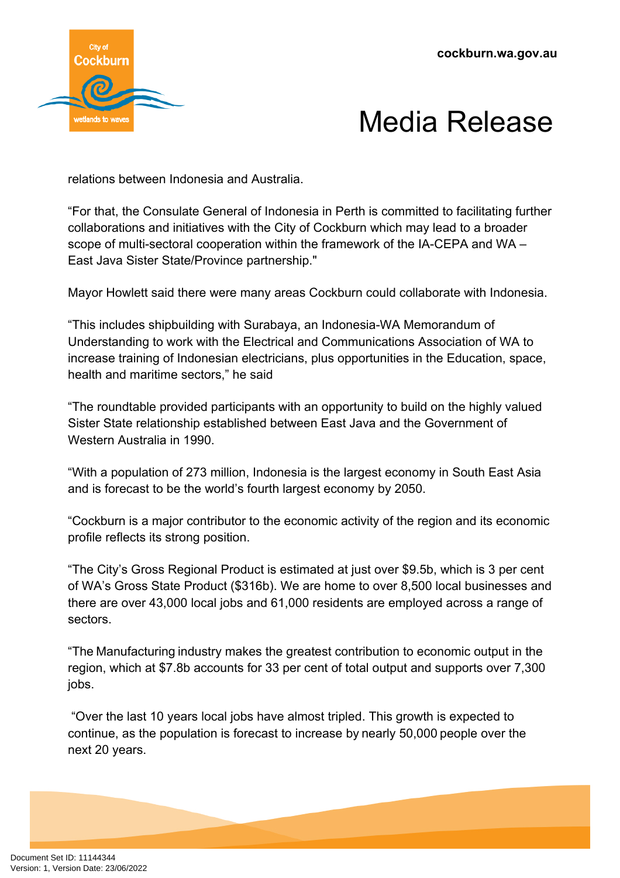relations between Indonesia and Australia.

“For that, the Consulate General of Indonesia in Perth is committed to facilitating further collaborations and initiatives with the City of Cockburn which may lead to a broader scope of multi-sectoral cooperation within the framework of the IA-CEPA and WA – East Java Sister State/Province partnership."

Mayor Howlett said there were many areas Cockburn could collaborate with Indonesia.

“This includes shipbuilding with Surabaya, an Indonesia-WA Memorandum of Understanding to work with the Electrical and Communications Association of WA to increase training of Indonesian electricians, plus opportunities in the Education, space, health and maritime sectors,” he said

“The roundtable provided participants with an opportunity to build on the highly valued Sister State relationship established between East Java and the Government of Western Australia in 1990.

“With a population of 273 million, Indonesia is the largest economy in South East Asia and is forecast to be the world’s fourth largest economy by 2050.

“Cockburn is a major contributor to the economic activity of the region and its economic profile reflects its strong position.

“The City’s Gross Regional Product is estimated at just over $9.5b, which is 3 per cent of WA’s Gross State Product ($316b). We are home to over 8,500 local businesses and there are over 43,000 local jobs and 61,000 residents are employed across a range of sectors.

“The Manufacturing industry makes the greatest contribution to economic output in the region, which at $7.8b accounts for 33 per cent of total output and supports over 7,300 jobs.

“Over the last 10 years local jobs have almost tripled. This growth is expected to continue, as the population is forecast to increase by nearly 50,000 people over the next 20 years.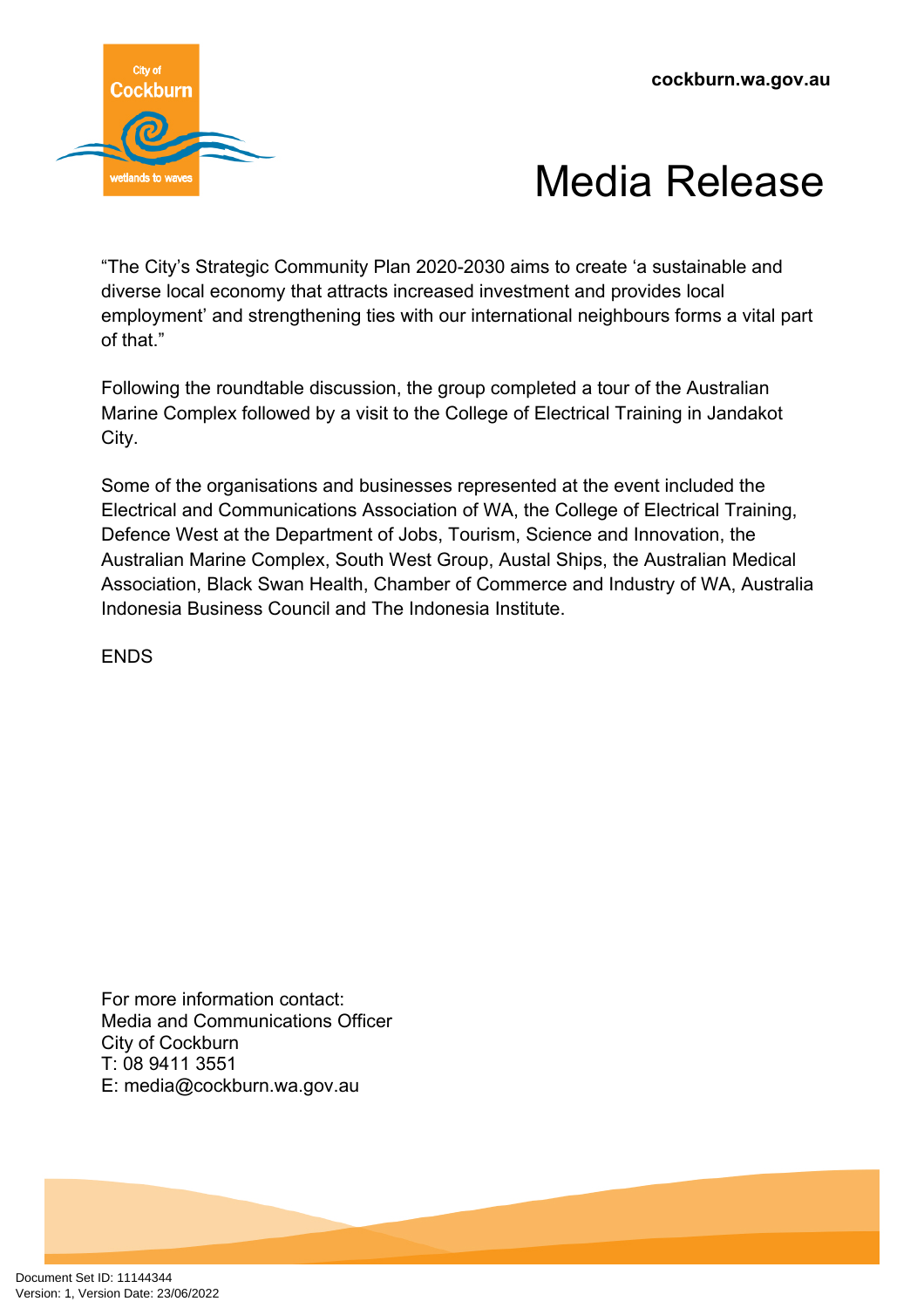# Media Release

"The City's Strategic Community Plan 2020-2030 aims to create 'a sustainable and diverse local economy that attracts increased investment and provides local employment' and strengthening ties with our international neighbours forms a vital part of that."

Following the roundtable discussion, the group completed a tour of the Australian Marine Complex followed by a visit to the College of Electrical Training in Jandakot City.

Some of the organisations and businesses represented at the event included the Electrical and Communications Association of WA, the College of Electrical Training, Defence West at the Department of Jobs, Tourism, Science and Innovation, the Australian Marine Complex, South West Group, Austal Ships, the Australian Medical Association, Black Swan Health, Chamber of Commerce and Industry of WA, Australia Indonesia Business Council and The Indonesia Institute.

ENDS

For more information contact:
Media and Communications Officer
City of Cockburn
T: 08 9411 3551
E: media@cockburn.wa.gov.au